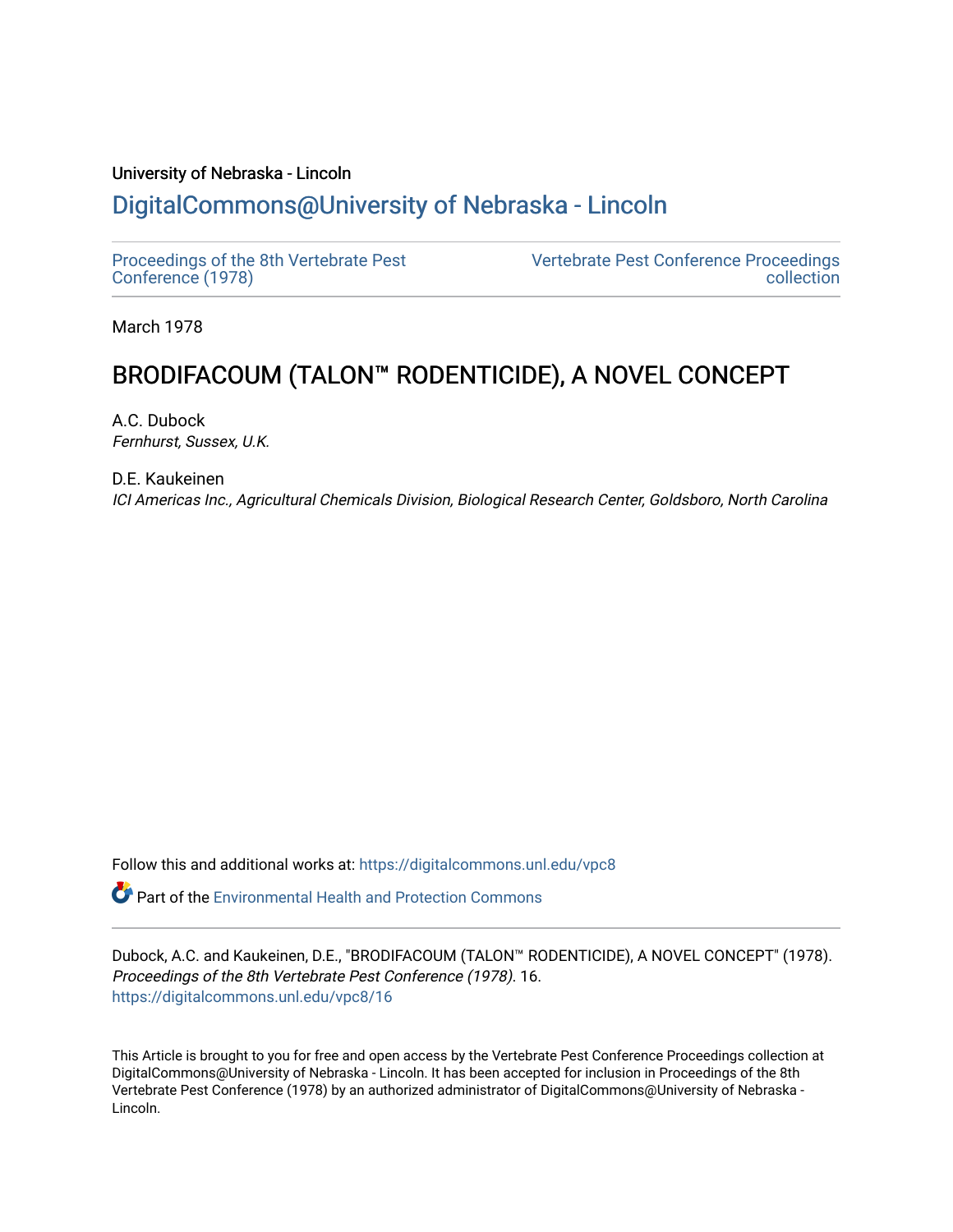University of Nebraska - Lincoln

# DigitalCommons@University of Nebraska - Lincoln

Proceedings of the 8th Vertebrate Pest Conference (1978)

Vertebrate Pest Conference Proceedings collection

March 1978

## BRODIFACOUM (TALON™ RODENTICIDE), A NOVEL CONCEPT

A.C. Dubock
*Fernhurst, Sussex, U.K.*

D.E. Kaukeinen
*ICI Americas Inc., Agricultural Chemicals Division, Biological Research Center, Goldsboro, North Carolina*

Follow this and additional works at: https://digitalcommons.unl.edu/vpc8

Part of the Environmental Health and Protection Commons

Dubock, A.C. and Kaukeinen, D.E., "BRODIFACOUM (TALON™ RODENTICIDE), A NOVEL CONCEPT" (1978). *Proceedings of the 8th Vertebrate Pest Conference (1978)*. 16.
https://digitalcommons.unl.edu/vpc8/16

This Article is brought to you for free and open access by the Vertebrate Pest Conference Proceedings collection at DigitalCommons@University of Nebraska - Lincoln. It has been accepted for inclusion in Proceedings of the 8th Vertebrate Pest Conference (1978) by an authorized administrator of DigitalCommons@University of Nebraska - Lincoln.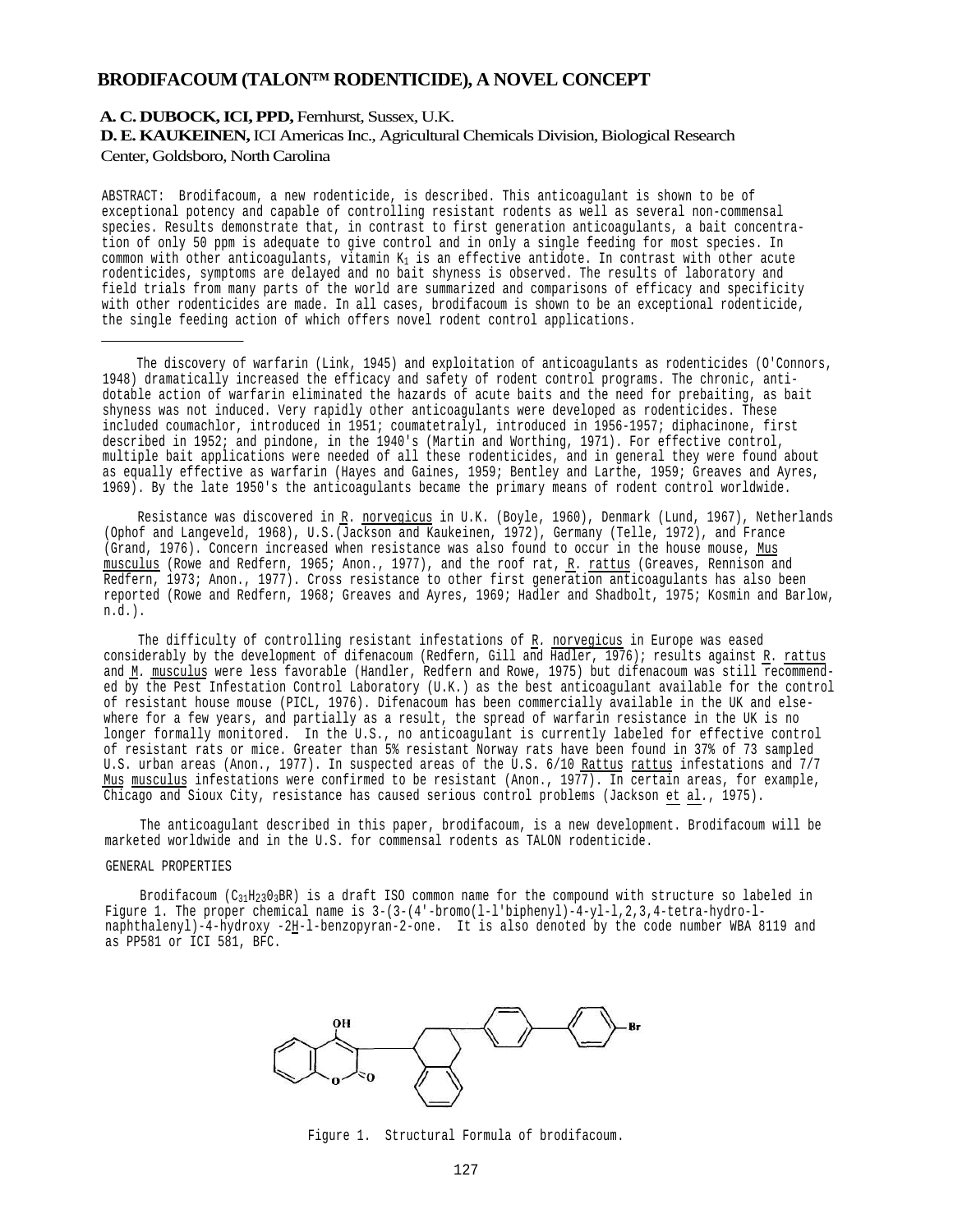# BRODIFACOUM (TALON™ RODENTICIDE), A NOVEL CONCEPT

**A. C. DUBOCK, ICI, PPD,** Fernhurst, Sussex, U.K.

**D. E. KAUKEINEN,** ICI Americas Inc., Agricultural Chemicals Division, Biological Research Center, Goldsboro, North Carolina

ABSTRACT: Brodifacoum, a new rodenticide, is described. This anticoagulant is shown to be of exceptional potency and capable of controlling resistant rodents as well as several non-commensal species. Results demonstrate that, in contrast to first generation anticoagulants, a bait concentration of only 50 ppm is adequate to give control and in only a single feeding for most species. In common with other anticoagulants, vitamin $K_1$ is an effective antidote. In contrast with other acute rodenticides, symptoms are delayed and no bait shyness is observed. The results of laboratory and field trials from many parts of the world are summarized and comparisons of efficacy and specificity with other rodenticides are made. In all cases, brodifacoum is shown to be an exceptional rodenticide, the single feeding action of which offers novel rodent control applications.

---

The discovery of warfarin (Link, 1945) and exploitation of anticoagulants as rodenticides (O'Connors, 1948) dramatically increased the efficacy and safety of rodent control programs. The chronic, antidotable action of warfarin eliminated the hazards of acute baits and the need for prebaiting, as bait shyness was not induced. Very rapidly other anticoagulants were developed as rodenticides. These included coumachlor, introduced in 1951; coumatetralyl, introduced in 1956-1957; diphacinone, first described in 1952; and pindone, in the 1940's (Martin and Worthing, 1971). For effective control, multiple bait applications were needed of all these rodenticides, and in general they were found about as equally effective as warfarin (Hayes and Gaines, 1959; Bentley and Larthe, 1959; Greaves and Ayres, 1969). By the late 1950's the anticoagulants became the primary means of rodent control worldwide.

Resistance was discovered in R. norvegicus in U.K. (Boyle, 1960), Denmark (Lund, 1967), Netherlands (Ophof and Langeveld, 1968), U.S.(Jackson and Kaukeinen, 1972), Germany (Telle, 1972), and France (Grand, 1976). Concern increased when resistance was also found to occur in the house mouse, Mus musculus (Rowe and Redfern, 1965; Anon., 1977), and the roof rat, R. rattus (Greaves, Rennison and Redfern, 1973; Anon., 1977). Cross resistance to other first generation anticoagulants has also been reported (Rowe and Redfern, 1968; Greaves and Ayres, 1969; Hadler and Shadbolt, 1975; Kosmin and Barlow, n.d.).

The difficulty of controlling resistant infestations of R. norvegicus in Europe was eased considerably by the development of difenacoum (Redfern, Gill and Hadler, 1976); results against R. rattus and M. musculus were less favorable (Handler, Redfern and Rowe, 1975) but difenacoum was still recommended by the Pest Infestation Control Laboratory (U.K.) as the best anticoagulant available for the control of resistant house mouse (PICL, 1976). Difenacoum has been commercially available in the UK and elsewhere for a few years, and partially as a result, the spread of warfarin resistance in the UK is no longer formally monitored. In the U.S., no anticoagulant is currently labeled for effective control of resistant rats or mice. Greater than 5% resistant Norway rats have been found in 37% of 73 sampled U.S. urban areas (Anon., 1977). In suspected areas of the U.S. 6/10 Rattus rattus infestations and 7/7 Mus musculus infestations were confirmed to be resistant (Anon., 1977). In certain areas, for example, Chicago and Sioux City, resistance has caused serious control problems (Jackson et al., 1975).

The anticoagulant described in this paper, brodifacoum, is a new development. Brodifacoum will be marketed worldwide and in the U.S. for commensal rodents as TALON rodenticide.

## GENERAL PROPERTIES

Brodifacoum ($C_{31}H_{23}O_3BR$) is a draft ISO common name for the compound with structure so labeled in Figure 1. The proper chemical name is 3-(3-(4'-bromo(l-l'biphenyl)-4-yl-l,2,3,4-tetra-hydro-l-naphthalenyl)-4-hydroxy -2H-l-benzopyran-2-one. It is also denoted by the code number WBA 8119 and as PP581 or ICI 581, BFC.

Figure 1. Structural Formula of brodifacoum.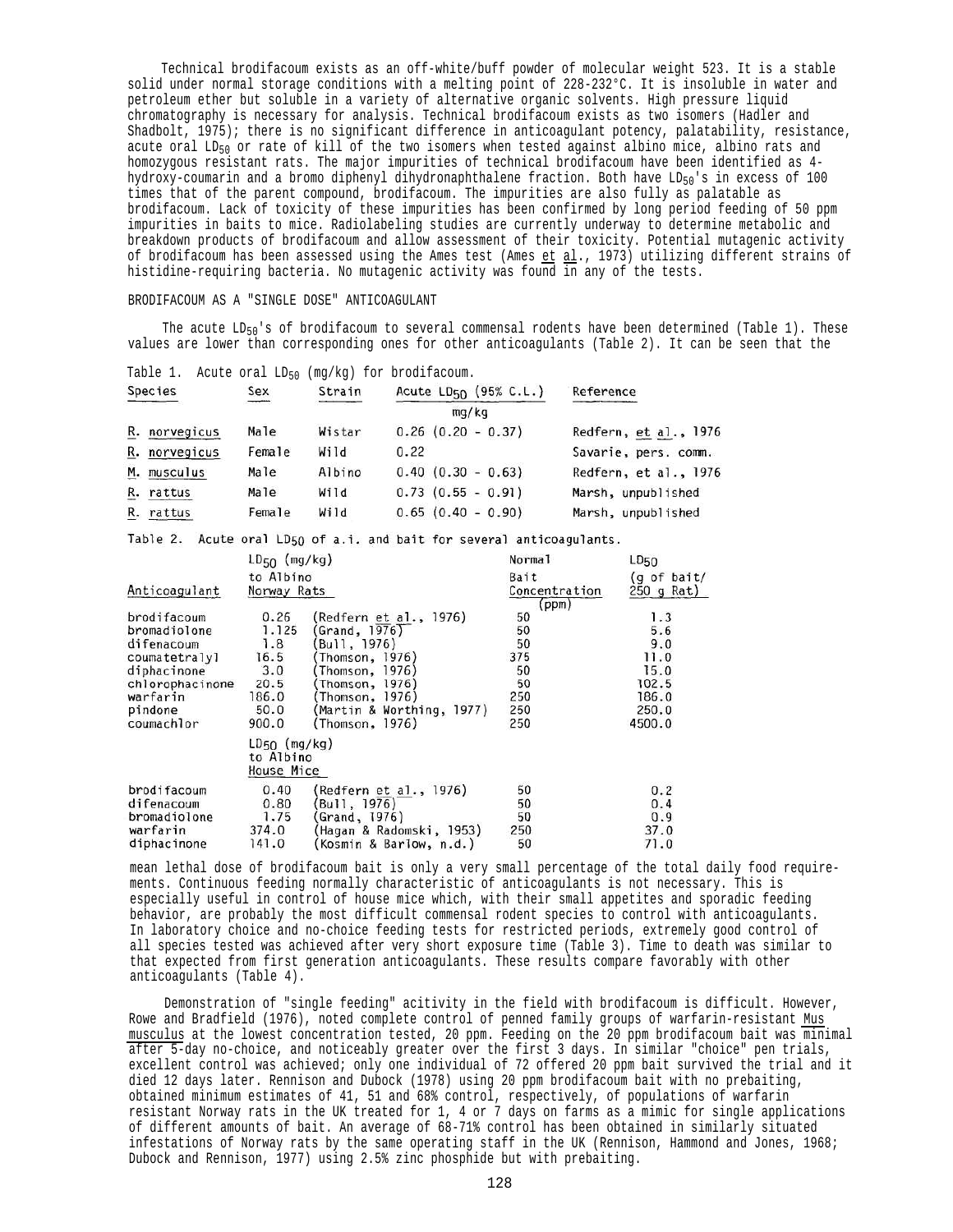Technical brodifacoum exists as an off-white/buff powder of molecular weight 523. It is a stable solid under normal storage conditions with a melting point of 228-232°C. It is insoluble in water and petroleum ether but soluble in a variety of alternative organic solvents. High pressure liquid chromatography is necessary for analysis. Technical brodifacoum exists as two isomers (Hadler and Shadbolt, 1975); there is no significant difference in anticoagulant potency, palatability, resistance, acute oral $LD_{50}$ or rate of kill of the two isomers when tested against albino mice, albino rats and homozygous resistant rats. The major impurities of technical brodifacoum have been identified as 4-hydroxy-coumarin and a bromo diphenyl dihydronaphthalene fraction. Both have $LD_{50}$'s in excess of 100 times that of the parent compound, brodifacoum. The impurities are also fully as palatable as brodifacoum. Lack of toxicity of these impurities has been confirmed by long period feeding of 50 ppm impurities in baits to mice. Radiolabeling studies are currently underway to determine metabolic and breakdown products of brodifacoum and allow assessment of their toxicity. Potential mutagenic activity of brodifacoum has been assessed using the Ames test (Ames et al., 1973) utilizing different strains of histidine-requiring bacteria. No mutagenic activity was found in any of the tests.

## BRODIFACOUM AS A "SINGLE DOSE" ANTICOAGULANT

The acute $LD_{50}$'s of brodifacoum to several commensal rodents have been determined (Table 1). These values are lower than corresponding ones for other anticoagulants (Table 2). It can be seen that the mean lethal dose of brodifacoum bait is only a very small percentage of the total daily food requirements. Continuous feeding normally characteristic of anticoagulants is not necessary. This is especially useful in control of house mice which, with their small appetites and sporadic feeding behavior, are probably the most difficult commensal rodent species to control with anticoagulants. In laboratory choice and no-choice feeding tests for restricted periods, extremely good control of all species tested was achieved after very short exposure time (Table 3). Time to death was similar to that expected from first generation anticoagulants. These results compare favorably with other anticoagulants (Table 4).

Table 1. Acute oral $LD_{50}$ (mg/kg) for brodifacoum.

| Species | Sex | Strain | Acute $LD_{50}$ (95% C.L.) mg/kg | Reference |
|---|---|---|---|---|
| *R. norvegicus* | Male | Wistar | 0.26 (0.20 - 0.37) | Redfern, et al., 1976 |
| *R. norvegicus* | Female | Wild | 0.22 | Savarie, pers. comm. |
| *M. musculus* | Male | Albino | 0.40 (0.30 - 0.63) | Redfern, et al., 1976 |
| *R. rattus* | Male | Wild | 0.73 (0.55 - 0.91) | Marsh, unpublished |
| *R. rattus* | Female | Wild | 0.65 (0.40 - 0.90) | Marsh, unpublished |

Table 2. Acute oral $LD_{50}$ of a.i. and bait for several anticoagulants.

| Anticoagulant | $LD_{50}$ (mg/kg) to Albino Norway Rats | | Normal Bait Concentration (ppm) | $LD_{50}$ (g of bait/ 250 g Rat) |
|---|---|---|---|---|
| brodifacoum | 0.26 | (Redfern et al., 1976) | 50 | 1.3 |
| bromadiolone | 1.125 | (Grand, 1976) | 50 | 5.6 |
| difenacoum | 1.8 | (Bull, 1976) | 50 | 9.0 |
| coumatetralyl | 16.5 | (Thomson, 1976) | 375 | 11.0 |
| diphacinone | 3.0 | (Thomson, 1976) | 50 | 15.0 |
| chlorophacinone | 20.5 | (Thomson, 1976) | 50 | 102.5 |
| warfarin | 186.0 | (Thomson, 1976) | 250 | 186.0 |
| pindone | 50.0 | (Martin & Worthing, 1977) | 250 | 250.0 |
| coumachlor | 900.0 | (Thomson, 1976) | 250 | 4500.0 |
| | $LD_{50}$ (mg/kg) to Albino House Mice | | | |
| brodifacoum | 0.40 | (Redfern et al., 1976) | 50 | 0.2 |
| difenacoum | 0.80 | (Bull, 1976) | 50 | 0.4 |
| bromadiolone | 1.75 | (Grand, 1976) | 50 | 0.9 |
| warfarin | 374.0 | (Hagan & Radomski, 1953) | 250 | 37.0 |
| diphacinone | 141.0 | (Kosmin & Barlow, n.d.) | 50 | 71.0 |

Demonstration of "single feeding" acitivity in the field with brodifacoum is difficult. However, Rowe and Bradfield (1976), noted complete control of penned family groups of warfarin-resistant *Mus musculus* at the lowest concentration tested, 20 ppm. Feeding on the 20 ppm brodifacoum bait was minimal after 5-day no-choice, and noticeably greater over the first 3 days. In similar "choice" pen trials, excellent control was achieved; only one individual of 72 offered 20 ppm bait survived the trial and it died 12 days later. Rennison and Dubock (1978) using 20 ppm brodifacoum bait with no prebaiting, obtained minimum estimates of 41, 51 and 68% control, respectively, of populations of warfarin resistant Norway rats in the UK treated for 1, 4 or 7 days on farms as a mimic for single applications of different amounts of bait. An average of 68-71% control has been obtained in similarly situated infestations of Norway rats by the same operating staff in the UK (Rennison, Hammond and Jones, 1968; Dubock and Rennison, 1977) using 2.5% zinc phosphide but with prebaiting.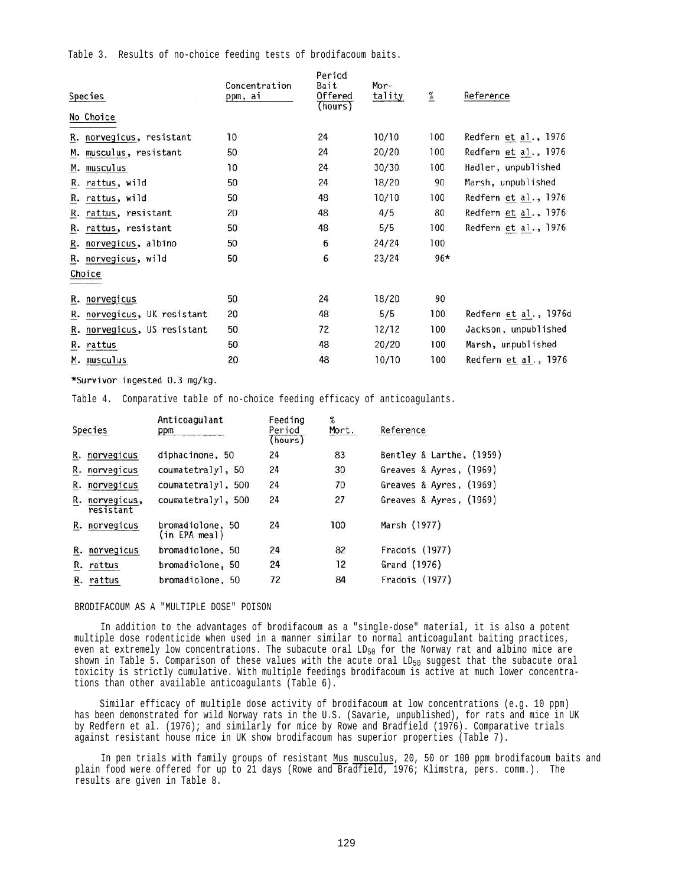Table 3. Results of no-choice feeding tests of brodifacoum baits.

| Species | Concentration ppm, ai | Period Bait Offered (hours) | Mor-tality | % | Reference |
|---|---|---|---|---|---|
| No Choice | | | | | |
| R. norvegicus, resistant | 10 | 24 | 10/10 | 100 | Redfern et al., 1976 |
| M. musculus, resistant | 50 | 24 | 20/20 | 100 | Redfern et al., 1976 |
| M. musculus | 10 | 24 | 30/30 | 100 | Hadler, unpublished |
| R. rattus, wild | 50 | 24 | 18/20 | 90 | Marsh, unpublished |
| R. rattus, wild | 50 | 48 | 10/10 | 100 | Redfern et al., 1976 |
| R. rattus, resistant | 20 | 48 | 4/5 | 80 | Redfern et al., 1976 |
| R. rattus, resistant | 50 | 48 | 5/5 | 100 | Redfern et al., 1976 |
| R. norvegicus, albino | 50 | 6 | 24/24 | 100 | |
| R. norvegicus, wild | 50 | 6 | 23/24 | 96* | |
| Choice | | | | | |
| R. norvegicus | 50 | 24 | 18/20 | 90 | |
| R. norvegicus, UK resistant | 20 | 48 | 5/5 | 100 | Redfern et al., 1976d |
| R. norvegicus, US resistant | 50 | 72 | 12/12 | 100 | Jackson, unpublished |
| R. rattus | 50 | 48 | 20/20 | 100 | Marsh, unpublished |
| M. musculus | 20 | 48 | 10/10 | 100 | Redfern et al., 1976 |

*Survivor ingested 0.3 mg/kg.

Table 4. Comparative table of no-choice feeding efficacy of anticoagulants.

| Species | Anticoagulant ppm | Feeding Period (hours) | % Mort. | Reference |
|---|---|---|---|---|
| R. norvegicus | diphacinone, 50 | 24 | 83 | Bentley & Larthe, (1959) |
| R. norvegicus | coumatetralyl, 50 | 24 | 30 | Greaves & Ayres, (1969) |
| R. norvegicus | coumatetralyl, 500 | 24 | 70 | Greaves & Ayres, (1969) |
| R. norvegicus, resistant | coumatetralyl, 500 | 24 | 27 | Greaves & Ayres, (1969) |
| R. norvegicus | bromadiolone, 50 (in EPA meal) | 24 | 100 | Marsh (1977) |
| R. norvegicus | bromadiolone, 50 | 24 | 82 | Fradois (1977) |
| R. rattus | bromadiolone, 50 | 24 | 12 | Grand (1976) |
| R. rattus | bromadiolone, 50 | 72 | 84 | Fradois (1977) |

## BRODIFACOUM AS A "MULTIPLE DOSE" POISON

In addition to the advantages of brodifacoum as a "single-dose" material, it is also a potent multiple dose rodenticide when used in a manner similar to normal anticoagulant baiting practices, even at extremely low concentrations. The subacute oral $LD_{50}$ for the Norway rat and albino mice are shown in Table 5. Comparison of these values with the acute oral $LD_{50}$ suggest that the subacute oral toxicity is strictly cumulative. With multiple feedings brodifacoum is active at much lower concentrations than other available anticoagulants (Table 6).

Similar efficacy of multiple dose activity of brodifacoum at low concentrations (e.g. 10 ppm) has been demonstrated for wild Norway rats in the U.S. (Savarie, unpublished), for rats and mice in UK by Redfern et al. (1976); and similarly for mice by Rowe and Bradfield (1976). Comparative trials against resistant house mice in UK show brodifacoum has superior properties (Table 7).

In pen trials with family groups of resistant Mus musculus, 20, 50 or 100 ppm brodifacoum baits and plain food were offered for up to 21 days (Rowe and Bradfield, 1976; Klimstra, pers. comm.). The results are given in Table 8.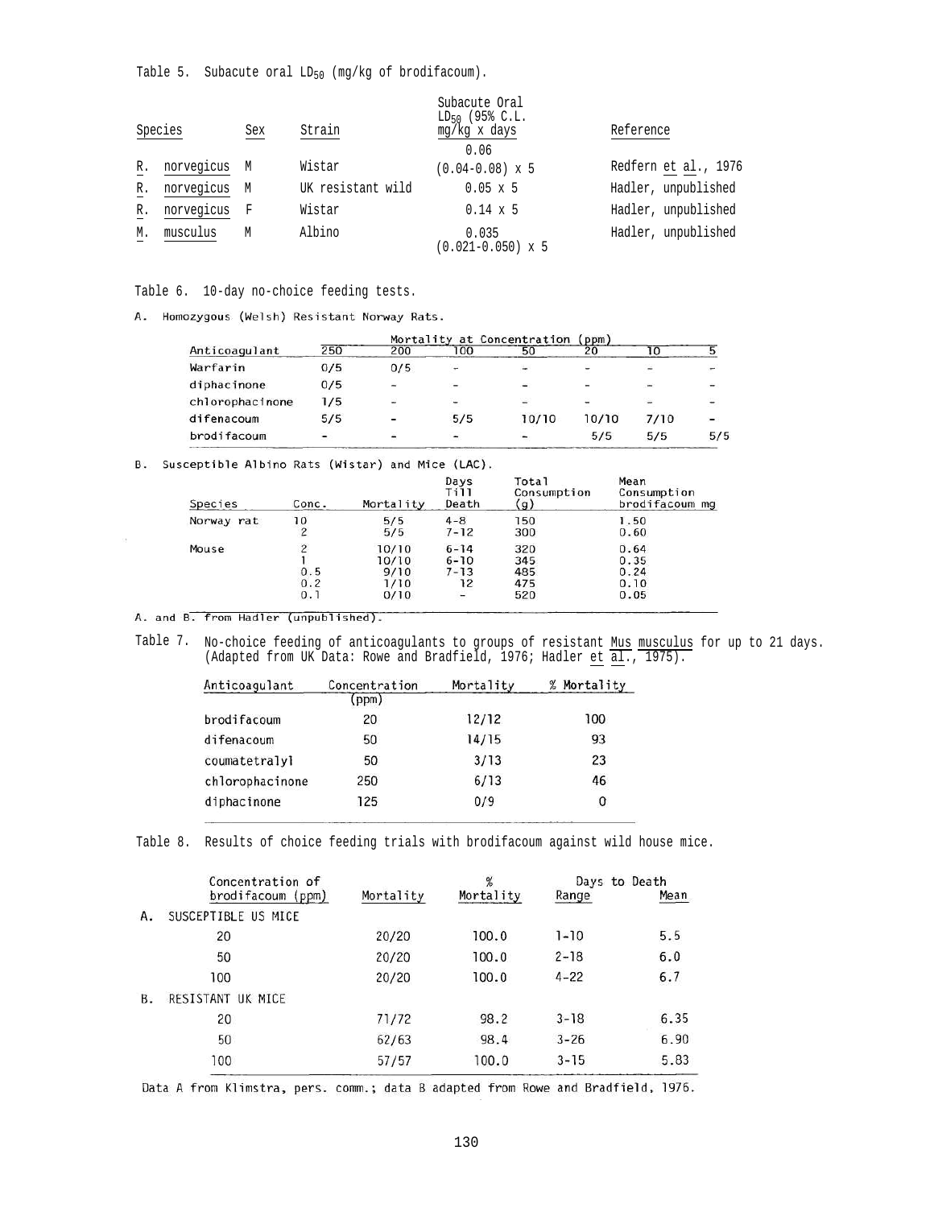Table 5. Subacute oral $LD_{50}$ (mg/kg of brodifacoum).

| Species | Sex | Strain | Subacute Oral $LD_{50}$ (95% C.L. mg/kg x days | Reference |
|---|---|---|---|---|
| *R. norvegicus* | M | Wistar | 0.06 (0.04-0.08) x 5 | Redfern *et al*., 1976 |
| *R. norvegicus* | M | UK resistant wild | 0.05 x 5 | Hadler, unpublished |
| *R. norvegicus* | F | Wistar | 0.14 x 5 | Hadler, unpublished |
| *M. musculus* | M | Albino | 0.035 (0.021-0.050) x 5 | Hadler, unpublished |

Table 6. 10-day no-choice feeding tests.

A. Homozygous (Welsh) Resistant Norway Rats.

| Anticoagulant | Mortality at Concentration (ppm) 250 | 200 | 100 | 50 | 20 | 10 | 5 |
|---|---|---|---|---|---|---|---|
| Warfarin | 0/5 | 0/5 | - | - | - | - | - |
| diphacinone | 0/5 | - | - | - | - | - | - |
| chlorophacinone | 1/5 | - | - | - | - | - | - |
| difenacoum | 5/5 | - | 5/5 | 10/10 | 10/10 | 7/10 | - |
| brodifacoum | - | - | - | - | 5/5 | 5/5 | 5/5 |

B. Susceptible Albino Rats (Wistar) and Mice (LAC).

| Species | Conc. | Mortality | Days Till Death | Total Consumption (g) | Mean Consumption brodifacoum mg |
|---|---|---|---|---|---|
| Norway rat | 10 | 5/5 | 4-8 | 150 | 1.50 |
| | 2 | 5/5 | 7-12 | 300 | 0.60 |
| Mouse | 2 | 10/10 | 6-14 | 320 | 0.64 |
| | 1 | 10/10 | 6-10 | 345 | 0.35 |
| | 0.5 | 9/10 | 7-13 | 485 | 0.24 |
| | 0.2 | 1/10 | 12 | 475 | 0.10 |
| | 0.1 | 0/10 | - | 520 | 0.05 |

A. and B. from Hadler (unpublished).

Table 7. No-choice feeding of anticoagulants to groups of resistant *Mus musculus* for up to 21 days. (Adapted from UK Data: Rowe and Bradfield, 1976; Hadler *et al*., 1975).

| Anticoagulant | Concentration (ppm) | Mortality | % Mortality |
|---|---|---|---|
| brodifacoum | 20 | 12/12 | 100 |
| difenacoum | 50 | 14/15 | 93 |
| coumatetralyl | 50 | 3/13 | 23 |
| chlorophacinone | 250 | 6/13 | 46 |
| diphacinone | 125 | 0/9 | 0 |

Table 8. Results of choice feeding trials with brodifacoum against wild house mice.

| Concentration of brodifacoum (ppm) | Mortality | % Mortality | Days to Death Range | Mean |
|---|---|---|---|---|
| A. SUSCEPTIBLE US MICE | | | | |
| 20 | 20/20 | 100.0 | 1-10 | 5.5 |
| 50 | 20/20 | 100.0 | 2-18 | 6.0 |
| 100 | 20/20 | 100.0 | 4-22 | 6.7 |
| B. RESISTANT UK MICE | | | | |
| 20 | 71/72 | 98.2 | 3-18 | 6.35 |
| 50 | 62/63 | 98.4 | 3-26 | 6.90 |
| 100 | 57/57 | 100.0 | 3-15 | 5.83 |

Data A from Klimstra, pers. comm.; data B adapted from Rowe and Bradfield, 1976.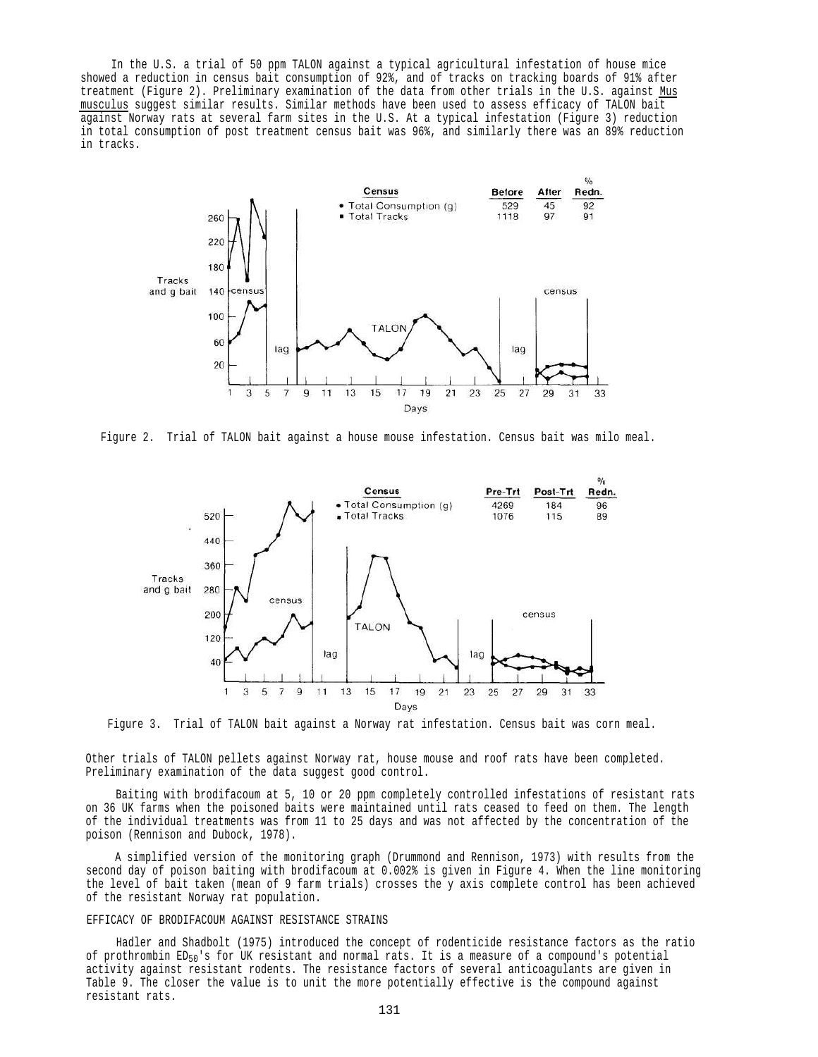In the U.S. a trial of 50 ppm TALON against a typical agricultural infestation of house mice showed a reduction in census bait consumption of 92%, and of tracks on tracking boards of 91% after treatment (Figure 2). Preliminary examination of the data from other trials in the U.S. against *Mus musculus* suggest similar results. Similar methods have been used to assess efficacy of TALON bait against Norway rats at several farm sites in the U.S. At a typical infestation (Figure 3) reduction in total consumption of post treatment census bait was 96%, and similarly there was an 89% reduction in tracks.

| Census | Before | After | % Redn. |
|---|---|---|---|
| • Total Consumption (g) | 529 | 45 | 92 |
| ■ Total Tracks | 1118 | 97 | 91 |

Figure 2. Trial of TALON bait against a house mouse infestation. Census bait was milo meal.

| Census | Pre-Trt | Post-Trt | % Redn. |
|---|---|---|---|
| • Total Consumption (g) | 4269 | 184 | 96 |
| ■ Total Tracks | 1076 | 115 | 89 |

Figure 3. Trial of TALON bait against a Norway rat infestation. Census bait was corn meal.

Other trials of TALON pellets against Norway rat, house mouse and roof rats have been completed. Preliminary examination of the data suggest good control.

Baiting with brodifacoum at 5, 10 or 20 ppm completely controlled infestations of resistant rats on 36 UK farms when the poisoned baits were maintained until rats ceased to feed on them. The length of the individual treatments was from 11 to 25 days and was not affected by the concentration of the poison (Rennison and Dubock, 1978).

A simplified version of the monitoring graph (Drummond and Rennison, 1973) with results from the second day of poison baiting with brodifacoum at 0.002% is given in Figure 4. When the line monitoring the level of bait taken (mean of 9 farm trials) crosses the y axis complete control has been achieved of the resistant Norway rat population.

## EFFICACY OF BRODIFACOUM AGAINST RESISTANCE STRAINS

Hadler and Shadbolt (1975) introduced the concept of rodenticide resistance factors as the ratio of prothrombin $ED_{50}$'s for UK resistant and normal rats. It is a measure of a compound's potential activity against resistant rodents. The resistance factors of several anticoagulants are given in Table 9. The closer the value is to unit the more potentially effective is the compound against resistant rats.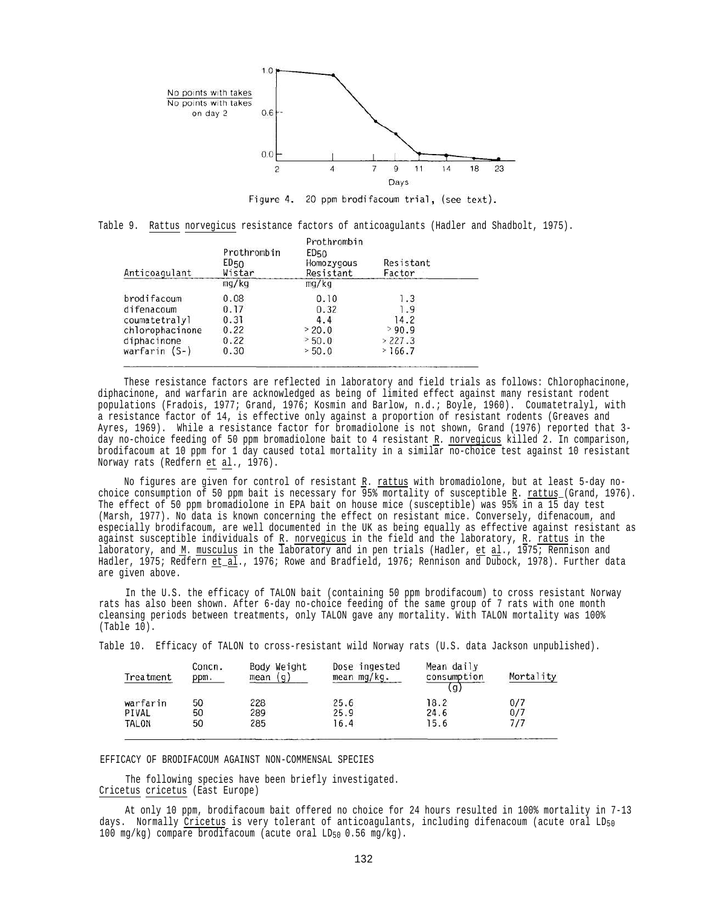Figure 4. 20 ppm brodifacoum trial, (see text).

Table 9. Rattus norvegicus resistance factors of anticoagulants (Hadler and Shadbolt, 1975).

| Anticoagulant | Prothrombin $ED_{50}$ Wistar | Prothrombin $ED_{50}$ Homozygous Resistant | Resistant Factor |
|---|---|---|---|
| | mg/kg | mg/kg | |
| brodifacoum | 0.08 | 0.10 | 1.3 |
| difenacoum | 0.17 | 0.32 | 1.9 |
| coumatetralyl | 0.31 | 4.4 | 14.2 |
| chlorophacinone | 0.22 | > 20.0 | > 90.9 |
| diphacinone | 0.22 | > 50.0 | > 227.3 |
| warfarin (S-) | 0.30 | > 50.0 | > 166.7 |

These resistance factors are reflected in laboratory and field trials as follows: Chlorophacinone, diphacinone, and warfarin are acknowledged as being of limited effect against many resistant rodent populations (Fradois, 1977; Grand, 1976; Kosmin and Barlow, n.d.; Boyle, 1960). Coumatetralyl, with a resistance factor of 14, is effective only against a proportion of resistant rodents (Greaves and Ayres, 1969). While a resistance factor for bromadiolone is not shown, Grand (1976) reported that 3-day no-choice feeding of 50 ppm bromadiolone bait to 4 resistant R. norvegicus killed 2. In comparison, brodifacoum at 10 ppm for 1 day caused total mortality in a similar no-choice test against 10 resistant Norway rats (Redfern et al., 1976).

No figures are given for control of resistant R. rattus with bromadiolone, but at least 5-day no-choice consumption of 50 ppm bait is necessary for 95% mortality of susceptible R. rattus (Grand, 1976). The effect of 50 ppm bromadiolone in EPA bait on house mice (susceptible) was 95% in a 15 day test (Marsh, 1977). No data is known concerning the effect on resistant mice. Conversely, difenacoum, and especially brodifacoum, are well documented in the UK as being equally as effective against resistant as against susceptible individuals of R. norvegicus in the field and the laboratory, R. rattus in the laboratory, and M. musculus in the laboratory and in pen trials (Hadler, et al., 1975; Rennison and Hadler, 1975; Redfern et al., 1976; Rowe and Bradfield, 1976; Rennison and Dubock, 1978). Further data are given above.

In the U.S. the efficacy of TALON bait (containing 50 ppm brodifacoum) to cross resistant Norway rats has also been shown. After 6-day no-choice feeding of the same group of 7 rats with one month cleansing periods between treatments, only TALON gave any mortality. With TALON mortality was 100% (Table 10).

Table 10. Efficacy of TALON to cross-resistant wild Norway rats (U.S. data Jackson unpublished).

| Treatment | Concn. ppm. | Body Weight mean (g) | Dose ingested mean mg/kg. | Mean daily consumption (g) | Mortality |
|---|---|---|---|---|---|
| warfarin | 50 | 228 | 25.6 | 18.2 | 0/7 |
| PIVAL | 50 | 289 | 25.9 | 24.6 | 0/7 |
| TALON | 50 | 285 | 16.4 | 15.6 | 7/7 |

EFFICACY OF BRODIFACOUM AGAINST NON-COMMENSAL SPECIES

The following species have been briefly investigated.

Cricetus cricetus (East Europe)

At only 10 ppm, brodifacoum bait offered no choice for 24 hours resulted in 100% mortality in 7-13 days. Normally Cricetus is very tolerant of anticoagulants, including difenacoum (acute oral $LD_{50}$ 100 mg/kg) compare brodifacoum (acute oral $LD_{50}$ 0.56 mg/kg).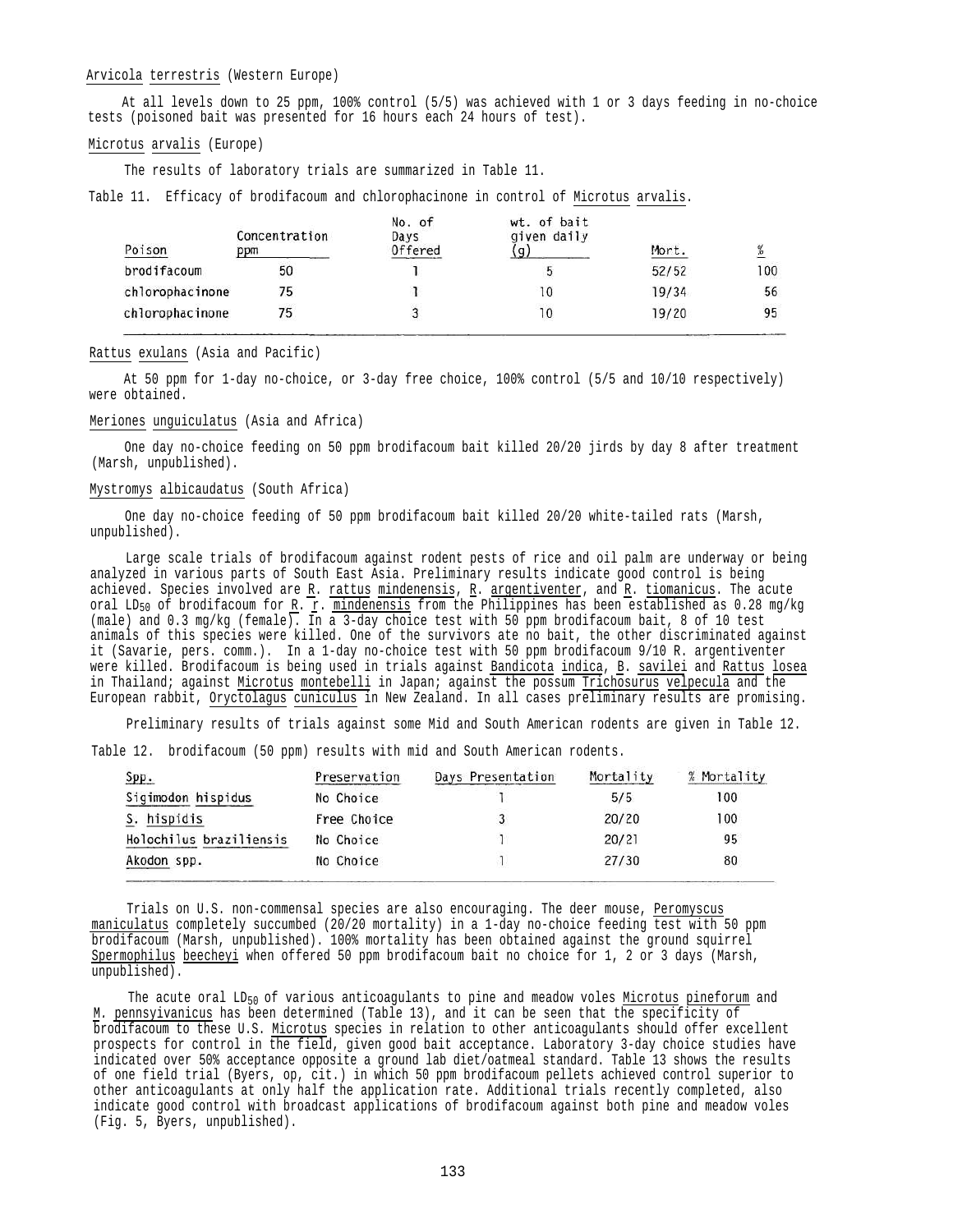Arvicola terrestris (Western Europe)

At all levels down to 25 ppm, 100% control (5/5) was achieved with 1 or 3 days feeding in no-choice tests (poisoned bait was presented for 16 hours each 24 hours of test).

Microtus arvalis (Europe)

The results of laboratory trials are summarized in Table 11.

Table 11. Efficacy of brodifacoum and chlorophacinone in control of Microtus arvalis.

| Poison | Concentration ppm | No. of Days Offered | wt. of bait given daily (g) | Mort. | % |
|---|---|---|---|---|---|
| brodifacoum | 50 | 1 | 5 | 52/52 | 100 |
| chlorophacinone | 75 | 1 | 10 | 19/34 | 56 |
| chlorophacinone | 75 | 3 | 10 | 19/20 | 95 |

Rattus exulans (Asia and Pacific)

At 50 ppm for 1-day no-choice, or 3-day free choice, 100% control (5/5 and 10/10 respectively) were obtained.

Meriones unguiculatus (Asia and Africa)

One day no-choice feeding on 50 ppm brodifacoum bait killed 20/20 jirds by day 8 after treatment (Marsh, unpublished).

Mystromys albicaudatus (South Africa)

One day no-choice feeding of 50 ppm brodifacoum bait killed 20/20 white-tailed rats (Marsh, unpublished).

Large scale trials of brodifacoum against rodent pests of rice and oil palm are underway or being analyzed in various parts of South East Asia. Preliminary results indicate good control is being achieved. Species involved are R. rattus mindenensis, R. argentiventer, and R. tiomanicus. The acute oral $LD_{50}$ of brodifacoum for R. r. mindenensis from the Philippines has been established as 0.28 mg/kg (male) and 0.3 mg/kg (female). In a 3-day choice test with 50 ppm brodifacoum bait, 8 of 10 test animals of this species were killed. One of the survivors ate no bait, the other discriminated against it (Savarie, pers. comm.). In a 1-day no-choice test with 50 ppm brodifacoum 9/10 R. argentiventer were killed. Brodifacoum is being used in trials against Bandicota indica, B. savilei and Rattus losea in Thailand; against Microtus montebelli in Japan; against the possum Trichosurus velpecula and the European rabbit, Oryctolagus cuniculus in New Zealand. In all cases preliminary results are promising.

Preliminary results of trials against some Mid and South American rodents are given in Table 12.

Table 12. brodifacoum (50 ppm) results with mid and South American rodents.

| Spp. | Preservation | Days Presentation | Mortality | % Mortality |
|---|---|---|---|---|
| Sigimodon hispidus | No Choice | 1 | 5/5 | 100 |
| S. hispidis | Free Choice | 3 | 20/20 | 100 |
| Holochilus braziliensis | No Choice | 1 | 20/21 | 95 |
| Akodon spp. | No Choice | 1 | 27/30 | 80 |

Trials on U.S. non-commensal species are also encouraging. The deer mouse, Peromyscus maniculatus completely succumbed (20/20 mortality) in a 1-day no-choice feeding test with 50 ppm brodifacoum (Marsh, unpublished). 100% mortality has been obtained against the ground squirrel Spermophilus beecheyi when offered 50 ppm brodifacoum bait no choice for 1, 2 or 3 days (Marsh, unpublished).

The acute oral $LD_{50}$ of various anticoagulants to pine and meadow voles Microtus pineforum and M. pennsyivanicus has been determined (Table 13), and it can be seen that the specificity of brodifacoum to these U.S. Microtus species in relation to other anticoagulants should offer excellent prospects for control in the field, given good bait acceptance. Laboratory 3-day choice studies have indicated over 50% acceptance opposite a ground lab diet/oatmeal standard. Table 13 shows the results of one field trial (Byers, op, cit.) in which 50 ppm brodifacoum pellets achieved control superior to other anticoagulants at only half the application rate. Additional trials recently completed, also indicate good control with broadcast applications of brodifacoum against both pine and meadow voles (Fig. 5, Byers, unpublished).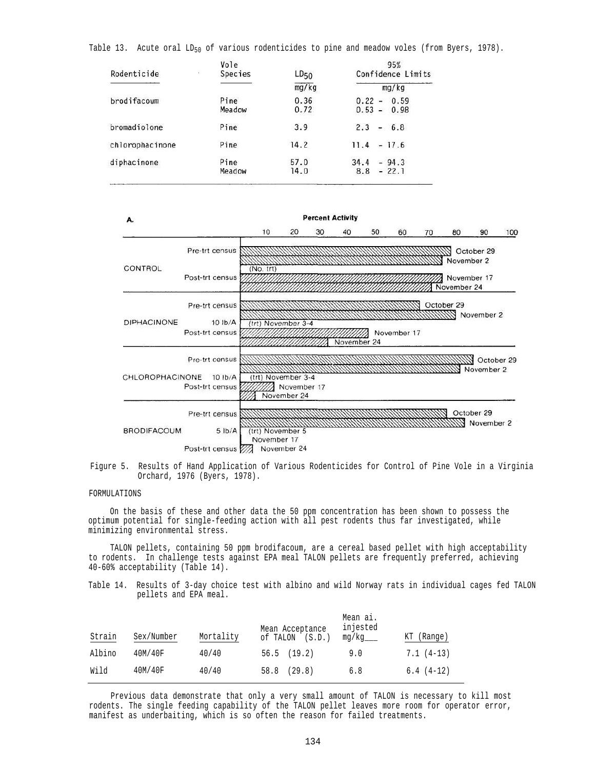Table 13. Acute oral $LD_{50}$ of various rodenticides to pine and meadow voles (from Byers, 1978).

| Rodenticide | Vole Species | $LD_{50}$ mg/kg | 95% Confidence Limits mg/kg |
|---|---|---|---|
| brodifacoum | Pine | 0.36 | 0.22 - 0.59 |
| | Meadow | 0.72 | 0.53 - 0.98 |
| bromadiolone | Pine | 3.9 | 2.3 - 6.8 |
| chlorophacinone | Pine | 14.2 | 11.4 - 17.6 |
| diphacinone | Pine | 57.0 | 34.4 - 94.3 |
| | Meadow | 14.0 | 8.8 - 22.1 |

A.

Percent Activity

10 20 30 40 50 60 70 80 90 100

CONTROL — Pre-trt census: October 29, November 2; (No. trt); Post-trt census: November 17, November 24

DIPHACINONE 10 lb/A — Pre-trt census: October 29, November 2; (trt) November 3-4; Post-trt census: November 17, November 24

CHLOROPHACINONE 10 lb/A — Pre-trt census: October 29, November 2; (trt) November 3-4; Post-trt census: November 17, November 24

BRODIFACOUM 5 lb/A — Pre-trt census: October 29, November 2; (trt) November 5; Post-trt census: November 17, November 24

Figure 5. Results of Hand Application of Various Rodenticides for Control of Pine Vole in a Virginia Orchard, 1976 (Byers, 1978).

FORMULATIONS

On the basis of these and other data the 50 ppm concentration has been shown to possess the optimum potential for single-feeding action with all pest rodents thus far investigated, while minimizing environmental stress.

TALON pellets, containing 50 ppm brodifacoum, are a cereal based pellet with high acceptability to rodents. In challenge tests against EPA meal TALON pellets are frequently preferred, achieving 40-60% acceptability (Table 14).

Table 14. Results of 3-day choice test with albino and wild Norway rats in individual cages fed TALON pellets and EPA meal.

| Strain | Sex/Number | Mortality | Mean Acceptance of TALON (S.D.) | Mean ai. injested mg/kg | KT (Range) |
|---|---|---|---|---|---|
| Albino | 40M/40F | 40/40 | 56.5 (19.2) | 9.0 | 7.1 (4-13) |
| Wild | 40M/40F | 40/40 | 58.8 (29.8) | 6.8 | 6.4 (4-12) |

Previous data demonstrate that only a very small amount of TALON is necessary to kill most rodents. The single feeding capability of the TALON pellet leaves more room for operator error, manifest as underbaiting, which is so often the reason for failed treatments.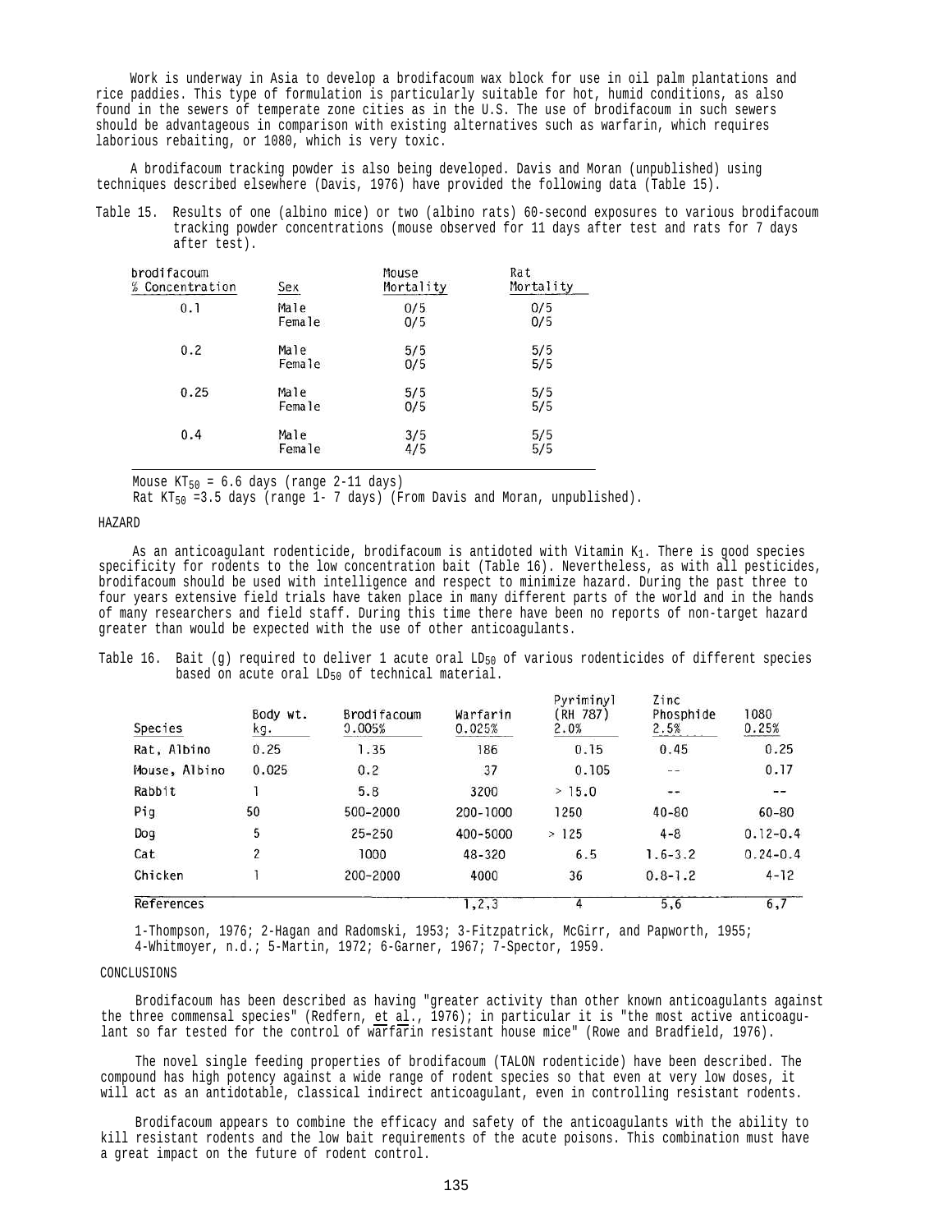Work is underway in Asia to develop a brodifacoum wax block for use in oil palm plantations and rice paddies. This type of formulation is particularly suitable for hot, humid conditions, as also found in the sewers of temperate zone cities as in the U.S. The use of brodifacoum in such sewers should be advantageous in comparison with existing alternatives such as warfarin, which requires laborious rebaiting, or 1080, which is very toxic.

A brodifacoum tracking powder is also being developed. Davis and Moran (unpublished) using techniques described elsewhere (Davis, 1976) have provided the following data (Table 15).

Table 15. Results of one (albino mice) or two (albino rats) 60-second exposures to various brodifacoum tracking powder concentrations (mouse observed for 11 days after test and rats for 7 days after test).

| brodifacoum % Concentration | Sex | Mouse Mortality | Rat Mortality |
|---|---|---|---|
| 0.1 | Male | 0/5 | 0/5 |
| | Female | 0/5 | 0/5 |
| 0.2 | Male | 5/5 | 5/5 |
| | Female | 0/5 | 5/5 |
| 0.25 | Male | 5/5 | 5/5 |
| | Female | 0/5 | 5/5 |
| 0.4 | Male | 3/5 | 5/5 |
| | Female | 4/5 | 5/5 |

Mouse $KT_{50}$ = 6.6 days (range 2-11 days)
Rat $KT_{50}$ =3.5 days (range 1- 7 days) (From Davis and Moran, unpublished).

## HAZARD

As an anticoagulant rodenticide, brodifacoum is antidoted with Vitamin $K_1$. There is good species specificity for rodents to the low concentration bait (Table 16). Nevertheless, as with all pesticides, brodifacoum should be used with intelligence and respect to minimize hazard. During the past three to four years extensive field trials have taken place in many different parts of the world and in the hands of many researchers and field staff. During this time there have been no reports of non-target hazard greater than would be expected with the use of other anticoagulants.

Table 16. Bait (g) required to deliver 1 acute oral $LD_{50}$ of various rodenticides of different species based on acute oral $LD_{50}$ of technical material.

| Species | Body wt. kg. | Brodifacoum 0.005% | Warfarin 0.025% | Pyriminyl (RH 787) 2.0% | Zinc Phosphide 2.5% | 1080 0.25% |
|---|---|---|---|---|---|---|
| Rat, Albino | 0.25 | 1.35 | 186 | 0.15 | 0.45 | 0.25 |
| Mouse, Albino | 0.025 | 0.2 | 37 | 0.105 | -- | 0.17 |
| Rabbit | 1 | 5.8 | 3200 | > 15.0 | -- | -- |
| Pig | 50 | 500-2000 | 200-1000 | 1250 | 40-80 | 60-80 |
| Dog | 5 | 25-250 | 400-5000 | > 125 | 4-8 | 0.12-0.4 |
| Cat | 2 | 1000 | 48-320 | 6.5 | 1.6-3.2 | 0.24-0.4 |
| Chicken | 1 | 200-2000 | 4000 | 36 | 0.8-1.2 | 4-12 |
| References | | | 1,2,3 | 4 | 5,6 | 6,7 |

1-Thompson, 1976; 2-Hagan and Radomski, 1953; 3-Fitzpatrick, McGirr, and Papworth, 1955; 4-Whitmoyer, n.d.; 5-Martin, 1972; 6-Garner, 1967; 7-Spector, 1959.

## CONCLUSIONS

Brodifacoum has been described as having "greater activity than other known anticoagulants against the three commensal species" (Redfern, et al., 1976); in particular it is "the most active anticoagulant so far tested for the control of warfarin resistant house mice" (Rowe and Bradfield, 1976).

The novel single feeding properties of brodifacoum (TALON rodenticide) have been described. The compound has high potency against a wide range of rodent species so that even at very low doses, it will act as an antidotable, classical indirect anticoagulant, even in controlling resistant rodents.

Brodifacoum appears to combine the efficacy and safety of the anticoagulants with the ability to kill resistant rodents and the low bait requirements of the acute poisons. This combination must have a great impact on the future of rodent control.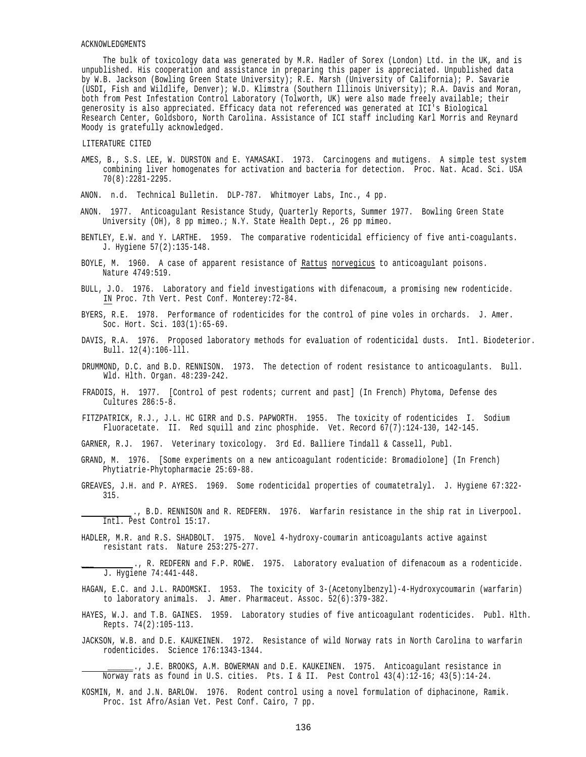## ACKNOWLEDGMENTS

The bulk of toxicology data was generated by M.R. Hadler of Sorex (London) Ltd. in the UK, and is unpublished. His cooperation and assistance in preparing this paper is appreciated. Unpublished data by W.B. Jackson (Bowling Green State University); R.E. Marsh (University of California); P. Savarie (USDI, Fish and Wildlife, Denver); W.D. Klimstra (Southern Illinois University); R.A. Davis and Moran, both from Pest Infestation Control Laboratory (Tolworth, UK) were also made freely available; their generosity is also appreciated. Efficacy data not referenced was generated at ICI's Biological Research Center, Goldsboro, North Carolina. Assistance of ICI staff including Karl Morris and Reynard Moody is gratefully acknowledged.

## LITERATURE CITED

AMES, B., S.S. LEE, W. DURSTON and E. YAMASAKI. 1973. Carcinogens and mutigens. A simple test system combining liver homogenates for activation and bacteria for detection. Proc. Nat. Acad. Sci. USA 70(8):2281-2295.

ANON. n.d. Technical Bulletin. DLP-787. Whitmoyer Labs, Inc., 4 pp.

ANON. 1977. Anticoagulant Resistance Study, Quarterly Reports, Summer 1977. Bowling Green State University (OH), 8 pp mimeo.; N.Y. State Health Dept., 26 pp mimeo.

BENTLEY, E.W. and Y. LARTHE. 1959. The comparative rodenticidal efficiency of five anti-coagulants. J. Hygiene 57(2):135-148.

BOYLE, M. 1960. A case of apparent resistance of Rattus norvegicus to anticoagulant poisons. Nature 4749:519.

BULL, J.O. 1976. Laboratory and field investigations with difenacoum, a promising new rodenticide. IN Proc. 7th Vert. Pest Conf. Monterey:72-84.

BYERS, R.E. 1978. Performance of rodenticides for the control of pine voles in orchards. J. Amer. Soc. Hort. Sci. 103(1):65-69.

DAVIS, R.A. 1976. Proposed laboratory methods for evaluation of rodenticidal dusts. Intl. Biodeterior. Bull. 12(4):106-111.

DRUMMOND, D.C. and B.D. RENNISON. 1973. The detection of rodent resistance to anticoagulants. Bull. Wld. Hlth. Organ. 48:239-242.

FRADOIS, H. 1977. [Control of pest rodents; current and past] (In French) Phytoma, Defense des Cultures 286:5-8.

FITZPATRICK, R.J., J.L. HC GIRR and D.S. PAPWORTH. 1955. The toxicity of rodenticides I. Sodium Fluoracetate. II. Red squill and zinc phosphide. Vet. Record 67(7):124-130, 142-145.

GARNER, R.J. 1967. Veterinary toxicology. 3rd Ed. Balliere Tindall & Cassell, Publ.

GRAND, M. 1976. [Some experiments on a new anticoagulant rodenticide: Bromadiolone] (In French) Phytiatrie-Phytopharmacie 25:69-88.

GREAVES, J.H. and P. AYRES. 1969. Some rodenticidal properties of coumatetralyl. J. Hygiene 67:322-315.

__________., B.D. RENNISON and R. REDFERN. 1976. Warfarin resistance in the ship rat in Liverpool. Intl. Pest Control 15:17.

HADLER, M.R. and R.S. SHADBOLT. 1975. Novel 4-hydroxy-coumarin anticoagulants active against resistant rats. Nature 253:275-277.

__________., R. REDFERN and F.P. ROWE. 1975. Laboratory evaluation of difenacoum as a rodenticide. J. Hygiene 74:441-448.

HAGAN, E.C. and J.L. RADOMSKI. 1953. The toxicity of 3-(Acetonylbenzyl)-4-Hydroxycoumarin (warfarin) to laboratory animals. J. Amer. Pharmaceut. Assoc. 52(6):379-382.

HAYES, W.J. and T.B. GAINES. 1959. Laboratory studies of five anticoagulant rodenticides. Publ. Hlth. Repts. 74(2):105-113.

JACKSON, W.B. and D.E. KAUKEINEN. 1972. Resistance of wild Norway rats in North Carolina to warfarin rodenticides. Science 176:1343-1344.

__________., J.E. BROOKS, A.M. BOWERMAN and D.E. KAUKEINEN. 1975. Anticoagulant resistance in Norway rats as found in U.S. cities. Pts. I & II. Pest Control 43(4):12-16; 43(5):14-24.

KOSMIN, M. and J.N. BARLOW. 1976. Rodent control using a novel formulation of diphacinone, Ramik. Proc. 1st Afro/Asian Vet. Pest Conf. Cairo, 7 pp.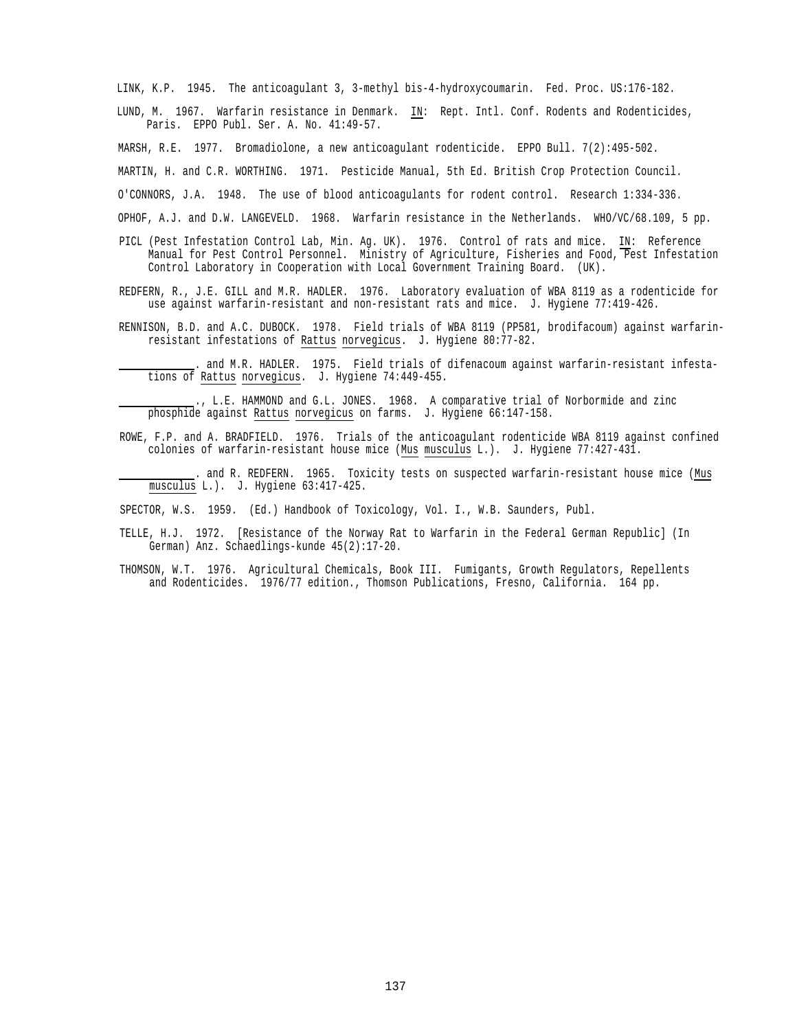LINK, K.P. 1945. The anticoagulant 3, 3-methyl bis-4-hydroxycoumarin. Fed. Proc. US:176-182.

LUND, M. 1967. Warfarin resistance in Denmark. IN: Rept. Intl. Conf. Rodents and Rodenticides, Paris. EPPO Publ. Ser. A. No. 41:49-57.

MARSH, R.E. 1977. Bromadiolone, a new anticoagulant rodenticide. EPPO Bull. 7(2):495-502.

MARTIN, H. and C.R. WORTHING. 1971. Pesticide Manual, 5th Ed. British Crop Protection Council.

O'CONNORS, J.A. 1948. The use of blood anticoagulants for rodent control. Research 1:334-336.

OPHOF, A.J. and D.W. LANGEVELD. 1968. Warfarin resistance in the Netherlands. WHO/VC/68.109, 5 pp.

PICL (Pest Infestation Control Lab, Min. Ag. UK). 1976. Control of rats and mice. IN: Reference Manual for Pest Control Personnel. Ministry of Agriculture, Fisheries and Food, Pest Infestation Control Laboratory in Cooperation with Local Government Training Board. (UK).

REDFERN, R., J.E. GILL and M.R. HADLER. 1976. Laboratory evaluation of WBA 8119 as a rodenticide for use against warfarin-resistant and non-resistant rats and mice. J. Hygiene 77:419-426.

RENNISON, B.D. and A.C. DUBOCK. 1978. Field trials of WBA 8119 (PP581, brodifacoum) against warfarin-resistant infestations of *Rattus norvegicus*. J. Hygiene 80:77-82.

\_\_\_\_\_\_\_\_\_\_\_\_. and M.R. HADLER. 1975. Field trials of difenacoum against warfarin-resistant infestations of *Rattus norvegicus*. J. Hygiene 74:449-455.

\_\_\_\_\_\_\_\_\_\_\_\_., L.E. HAMMOND and G.L. JONES. 1968. A comparative trial of Norbormide and zinc phosphide against *Rattus norvegicus* on farms. J. Hygiene 66:147-158.

ROWE, F.P. and A. BRADFIELD. 1976. Trials of the anticoagulant rodenticide WBA 8119 against confined colonies of warfarin-resistant house mice (*Mus musculus* L.). J. Hygiene 77:427-431.

\_\_\_\_\_\_\_\_\_\_\_\_. and R. REDFERN. 1965. Toxicity tests on suspected warfarin-resistant house mice (*Mus musculus* L.). J. Hygiene 63:417-425.

SPECTOR, W.S. 1959. (Ed.) Handbook of Toxicology, Vol. I., W.B. Saunders, Publ.

TELLE, H.J. 1972. [Resistance of the Norway Rat to Warfarin in the Federal German Republic] (In German) Anz. Schaedlings-kunde 45(2):17-20.

THOMSON, W.T. 1976. Agricultural Chemicals, Book III. Fumigants, Growth Regulators, Repellents and Rodenticides. 1976/77 edition., Thomson Publications, Fresno, California. 164 pp.